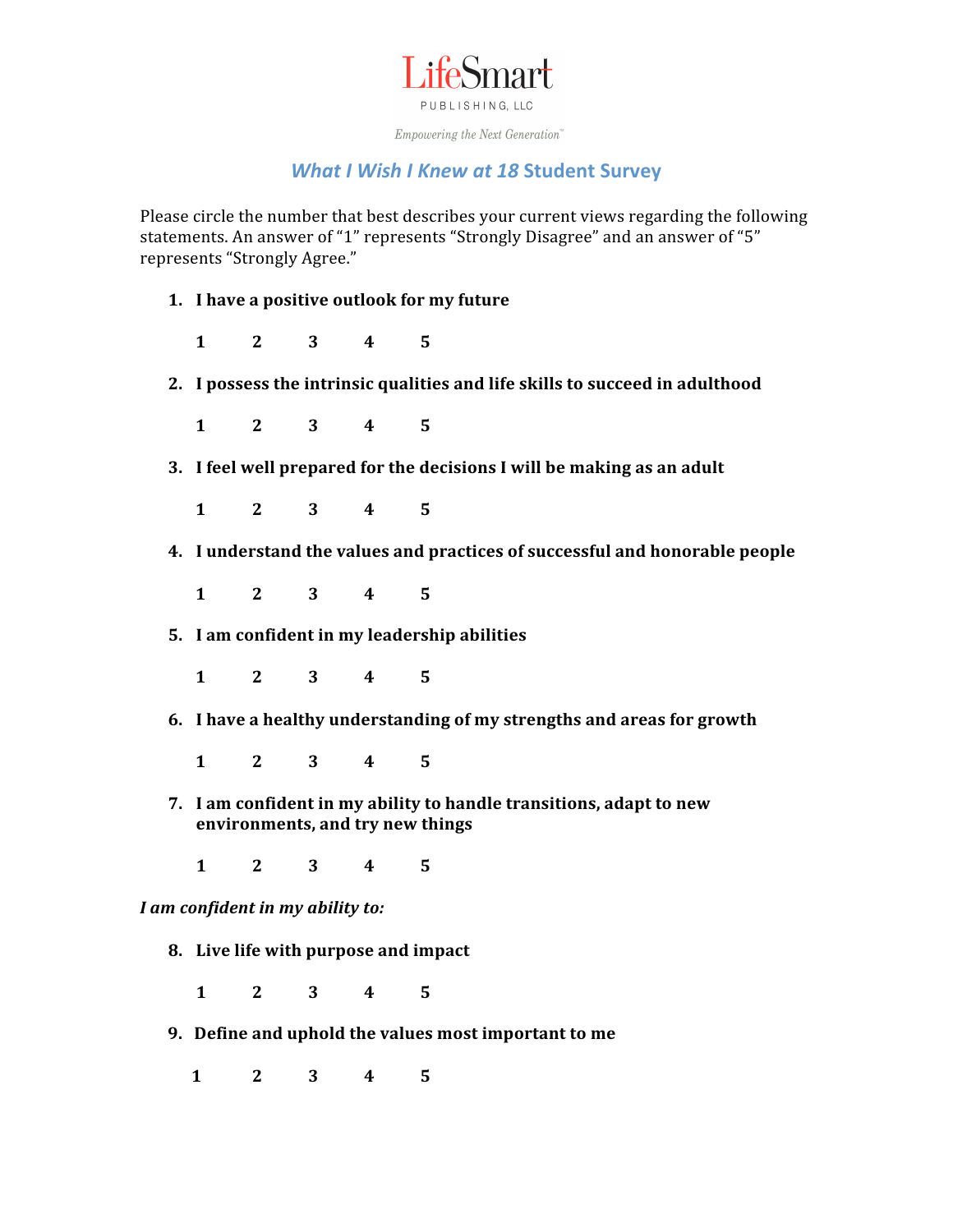LifeSmart

PUBLISHING, LLC

*Empowering the Next Generation*™

## *What I Wish I Knew at 18* Student Survey

Please circle the number that best describes your current views regarding the following statements. An answer of "1" represents "Strongly Disagree" and an answer of "5" represents "Strongly Agree."

1. **I have a positive outlook for my future**

   **1 2 3 4 5**

2. **I possess the intrinsic qualities and life skills to succeed in adulthood**

   **1 2 3 4 5**

3. **I feel well prepared for the decisions I will be making as an adult**

   **1 2 3 4 5**

4. **I understand the values and practices of successful and honorable people**

   **1 2 3 4 5**

5. **I am confident in my leadership abilities**

   **1 2 3 4 5**

6. **I have a healthy understanding of my strengths and areas for growth**

   **1 2 3 4 5**

7. **I am confident in my ability to handle transitions, adapt to new environments, and try new things**

   **1 2 3 4 5**

***I am confident in my ability to:***

8. **Live life with purpose and impact**

   **1 2 3 4 5**

9. **Define and uphold the values most important to me**

   **1 2 3 4 5**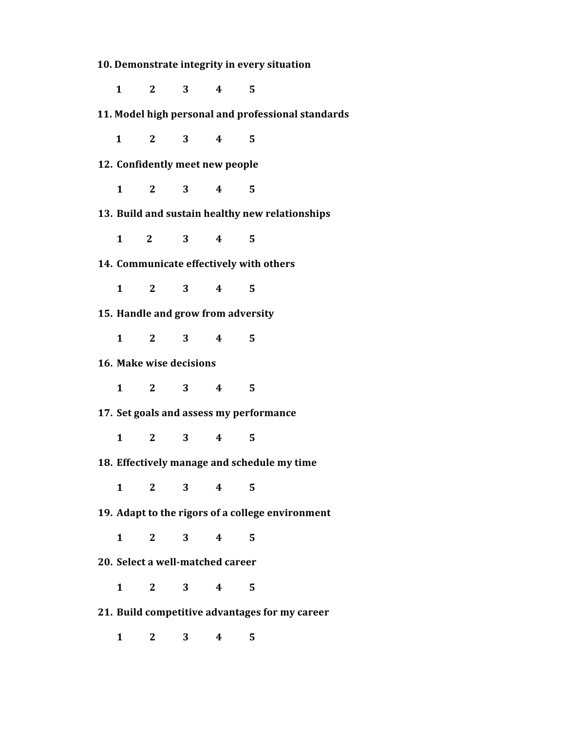**10. Demonstrate integrity in every situation**

**1 2 3 4 5**

**11. Model high personal and professional standards**

**1 2 3 4 5**

**12. Confidently meet new people**

**1 2 3 4 5**

**13. Build and sustain healthy new relationships**

**1 2 3 4 5**

**14. Communicate effectively with others**

**1 2 3 4 5**

**15. Handle and grow from adversity**

**1 2 3 4 5**

**16. Make wise decisions**

**1 2 3 4 5**

**17. Set goals and assess my performance**

**1 2 3 4 5**

**18. Effectively manage and schedule my time**

**1 2 3 4 5**

**19. Adapt to the rigors of a college environment**

**1 2 3 4 5**

**20. Select a well-matched career**

**1 2 3 4 5**

**21. Build competitive advantages for my career**

**1 2 3 4 5**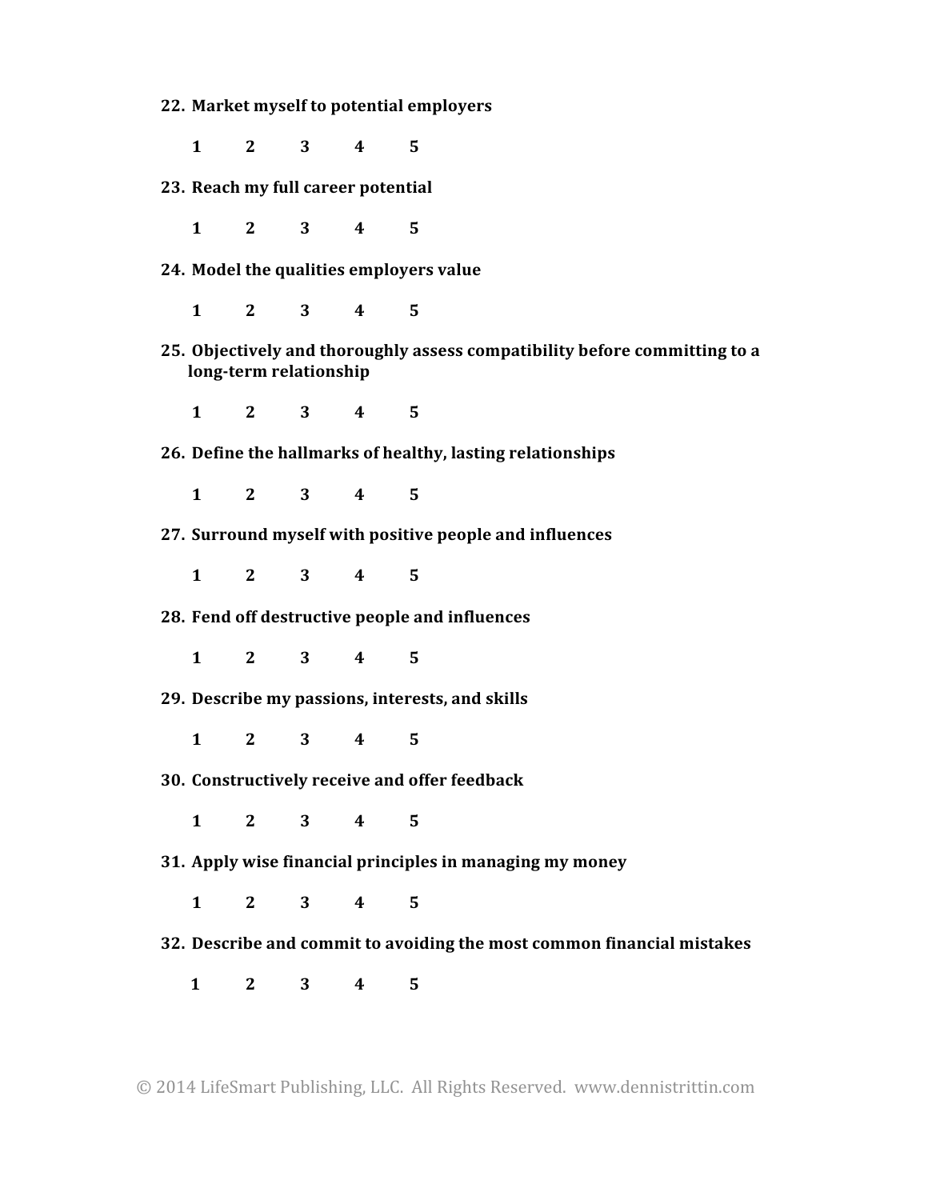22. **Market myself to potential employers**

    **1 2 3 4 5**

23. **Reach my full career potential**

    **1 2 3 4 5**

24. **Model the qualities employers value**

    **1 2 3 4 5**

25. **Objectively and thoroughly assess compatibility before committing to a long-term relationship**

    **1 2 3 4 5**

26. **Define the hallmarks of healthy, lasting relationships**

    **1 2 3 4 5**

27. **Surround myself with positive people and influences**

    **1 2 3 4 5**

28. **Fend off destructive people and influences**

    **1 2 3 4 5**

29. **Describe my passions, interests, and skills**

    **1 2 3 4 5**

30. **Constructively receive and offer feedback**

    **1 2 3 4 5**

31. **Apply wise financial principles in managing my money**

    **1 2 3 4 5**

32. **Describe and commit to avoiding the most common financial mistakes**

    **1 2 3 4 5**

© 2014 LifeSmart Publishing, LLC. All Rights Reserved. www.dennistrittin.com